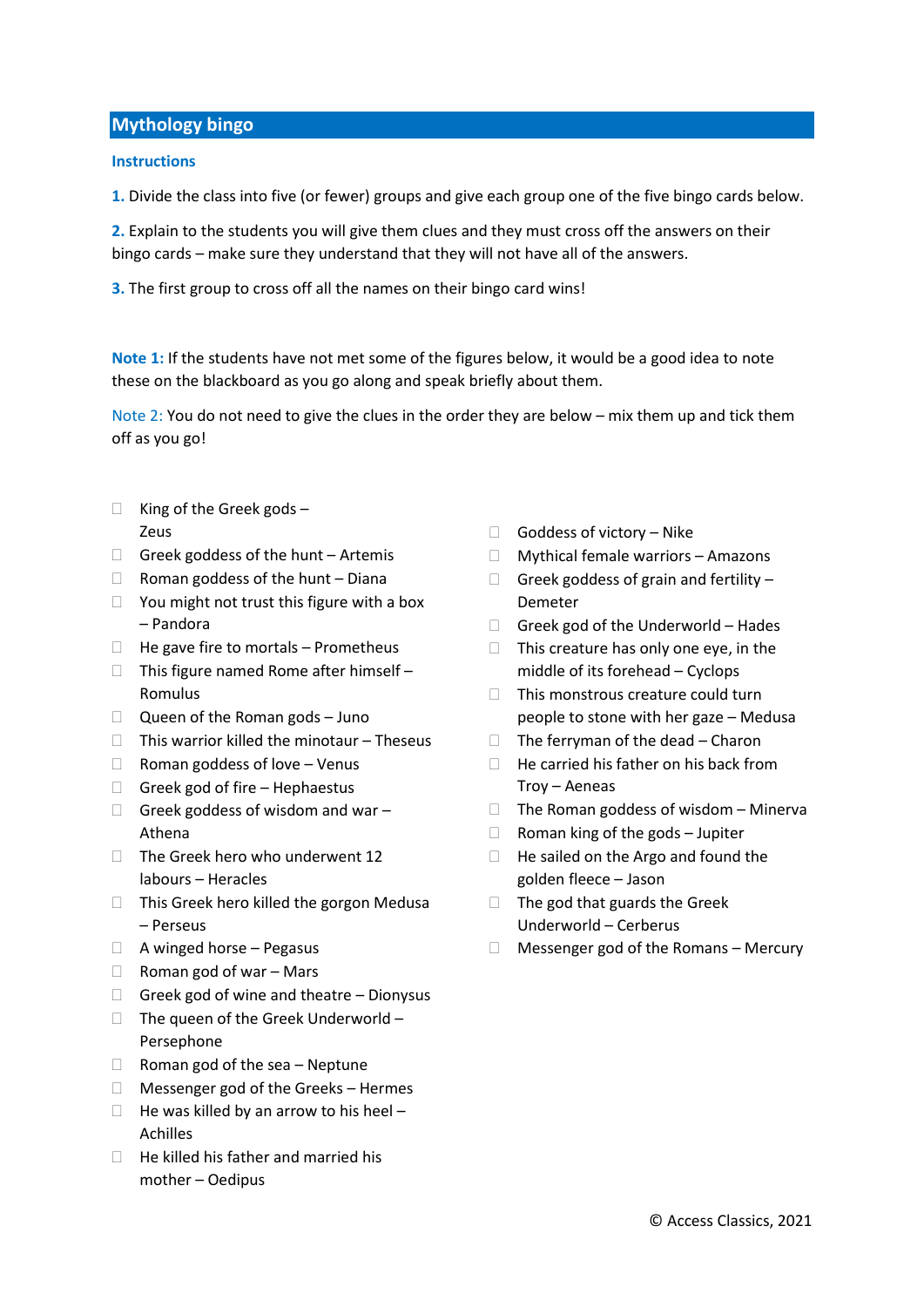## Mythology bingo

### Instructions

**1.** Divide the class into five (or fewer) groups and give each group one of the five bingo cards below.

**2.** Explain to the students you will give them clues and they must cross off the answers on their bingo cards – make sure they understand that they will not have all of the answers.

**3.** The first group to cross off all the names on their bingo card wins!

**Note 1:** If the students have not met some of the figures below, it would be a good idea to note these on the blackboard as you go along and speak briefly about them.

Note 2: You do not need to give the clues in the order they are below – mix them up and tick them off as you go!

- ☐ King of the Greek gods – Zeus
- ☐ Greek goddess of the hunt – Artemis
- ☐ Roman goddess of the hunt – Diana
- ☐ You might not trust this figure with a box – Pandora
- ☐ He gave fire to mortals – Prometheus
- ☐ This figure named Rome after himself – Romulus
- ☐ Queen of the Roman gods – Juno
- ☐ This warrior killed the minotaur – Theseus
- ☐ Roman goddess of love – Venus
- ☐ Greek god of fire – Hephaestus
- ☐ Greek goddess of wisdom and war – Athena
- ☐ The Greek hero who underwent 12 labours – Heracles
- ☐ This Greek hero killed the gorgon Medusa – Perseus
- ☐ A winged horse – Pegasus
- ☐ Roman god of war – Mars
- ☐ Greek god of wine and theatre – Dionysus
- ☐ The queen of the Greek Underworld – Persephone
- ☐ Roman god of the sea – Neptune
- ☐ Messenger god of the Greeks – Hermes
- ☐ He was killed by an arrow to his heel – Achilles
- ☐ He killed his father and married his mother – Oedipus
- ☐ Goddess of victory – Nike
- ☐ Mythical female warriors – Amazons
- ☐ Greek goddess of grain and fertility – Demeter
- ☐ Greek god of the Underworld – Hades
- ☐ This creature has only one eye, in the middle of its forehead – Cyclops
- ☐ This monstrous creature could turn people to stone with her gaze – Medusa
- ☐ The ferryman of the dead – Charon
- ☐ He carried his father on his back from Troy – Aeneas
- ☐ The Roman goddess of wisdom – Minerva
- ☐ Roman king of the gods – Jupiter
- ☐ He sailed on the Argo and found the golden fleece – Jason
- ☐ The god that guards the Greek Underworld – Cerberus
- ☐ Messenger god of the Romans – Mercury

© Access Classics, 2021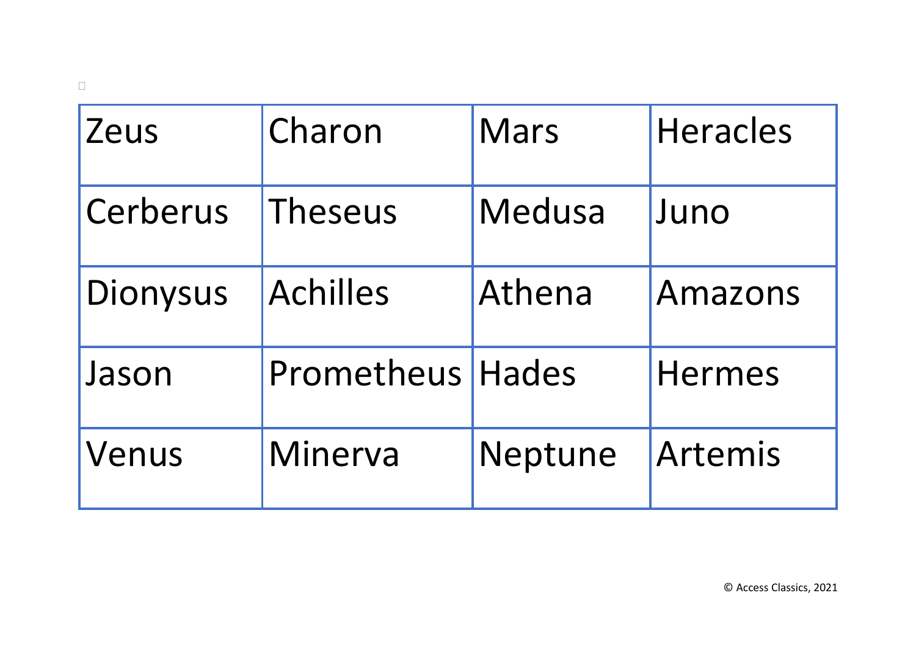| Zeus | Charon | Mars | Heracles |
| --- | --- | --- | --- |
| Cerberus | Theseus | Medusa | Juno |
| Dionysus | Achilles | Athena | Amazons |
| Jason | Prometheus | Hades | Hermes |
| Venus | Minerva | Neptune | Artemis |

© Access Classics, 2021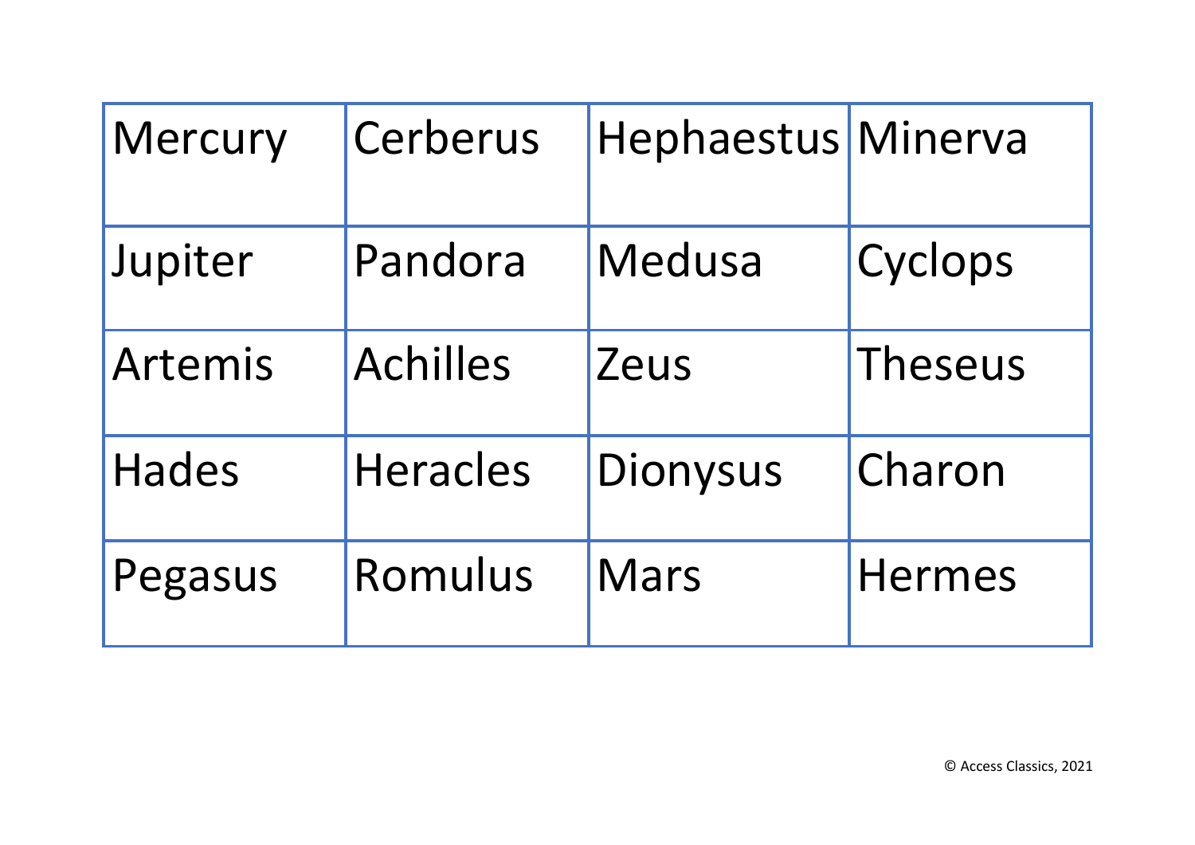| Mercury | Cerberus | Hephaestus | Minerva |
| --- | --- | --- | --- |
| Jupiter | Pandora | Medusa | Cyclops |
| Artemis | Achilles | Zeus | Theseus |
| Hades | Heracles | Dionysus | Charon |
| Pegasus | Romulus | Mars | Hermes |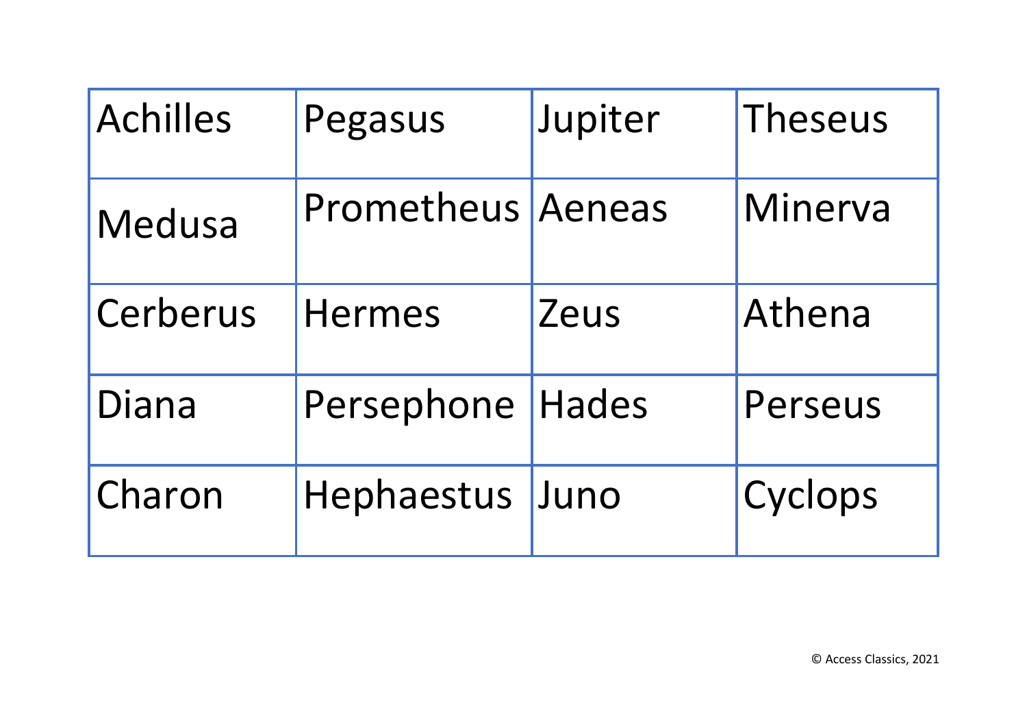| Achilles | Pegasus | Jupiter | Theseus |
| --- | --- | --- | --- |
| Medusa | Prometheus | Aeneas | Minerva |
| Cerberus | Hermes | Zeus | Athena |
| Diana | Persephone | Hades | Perseus |
| Charon | Hephaestus | Juno | Cyclops |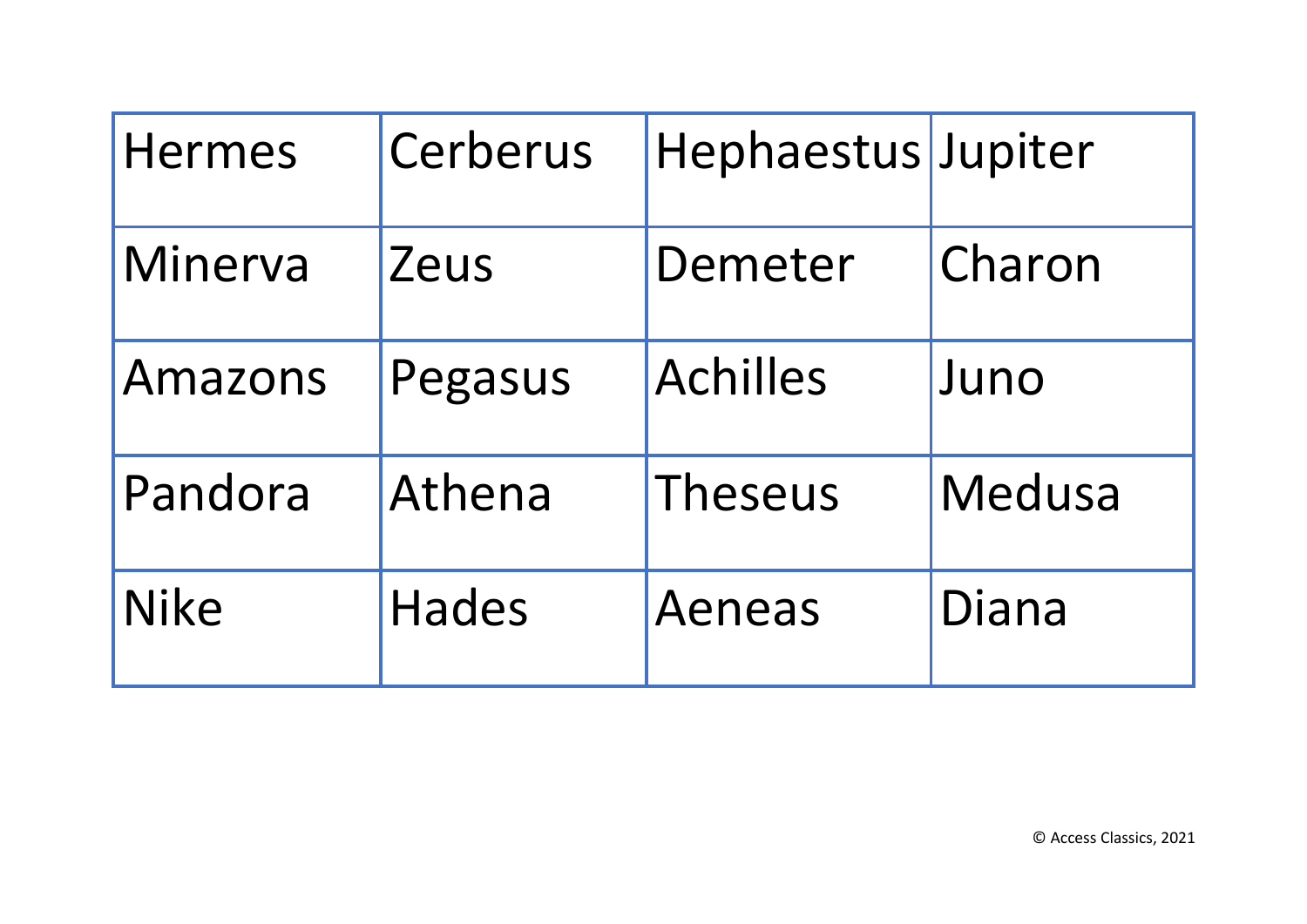| Hermes | Cerberus | Hephaestus | Jupiter |
| --- | --- | --- | --- |
| Minerva | Zeus | Demeter | Charon |
| Amazons | Pegasus | Achilles | Juno |
| Pandora | Athena | Theseus | Medusa |
| Nike | Hades | Aeneas | Diana |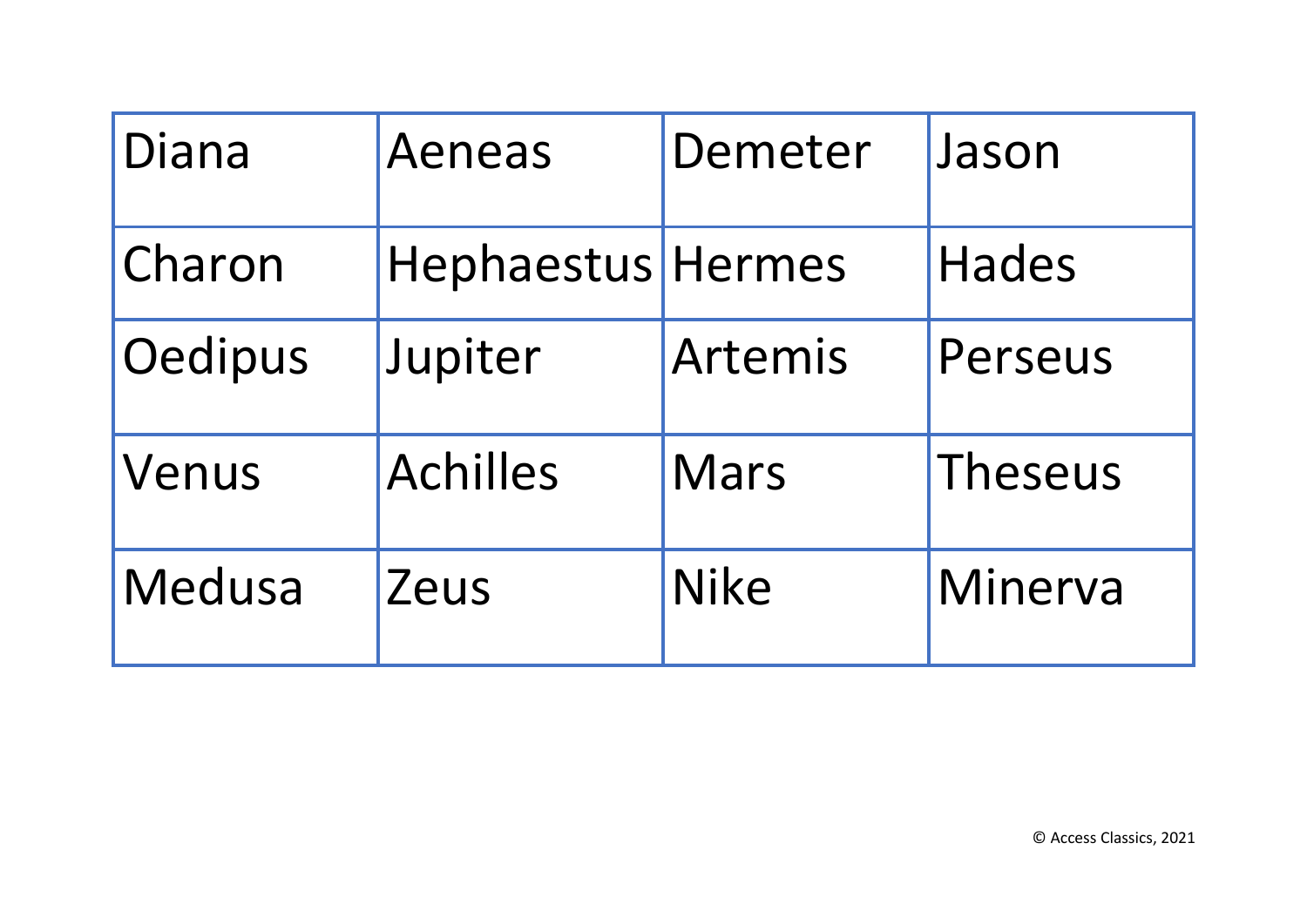| | | | |
|---|---|---|---|
| Diana | Aeneas | Demeter | Jason |
| Charon | Hephaestus | Hermes | Hades |
| Oedipus | Jupiter | Artemis | Perseus |
| Venus | Achilles | Mars | Theseus |
| Medusa | Zeus | Nike | Minerva |

© Access Classics, 2021